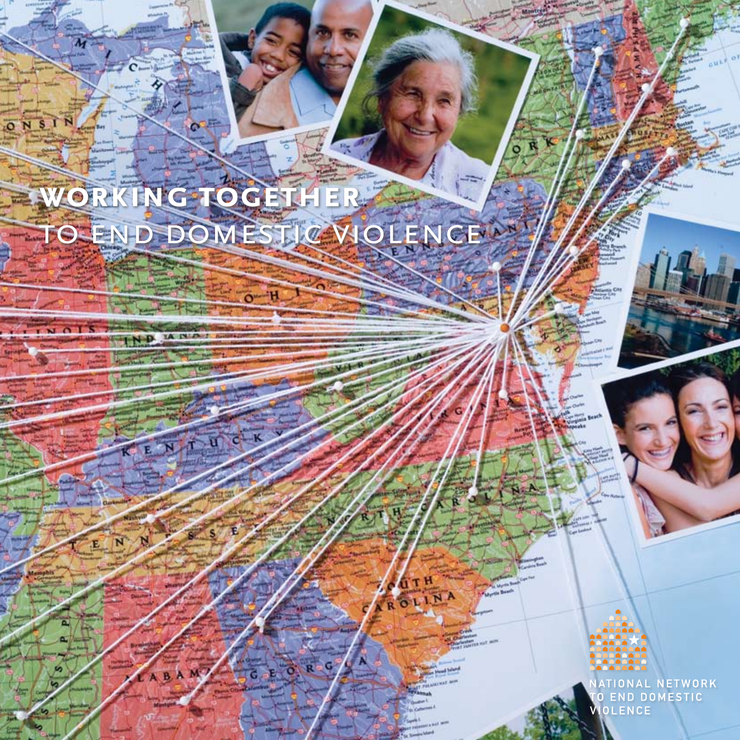# WORKING TOGETHER
# TO END DOMESTIC VIOLENCE

NATIONAL NETWORK TO END DOMESTIC VIOLENCE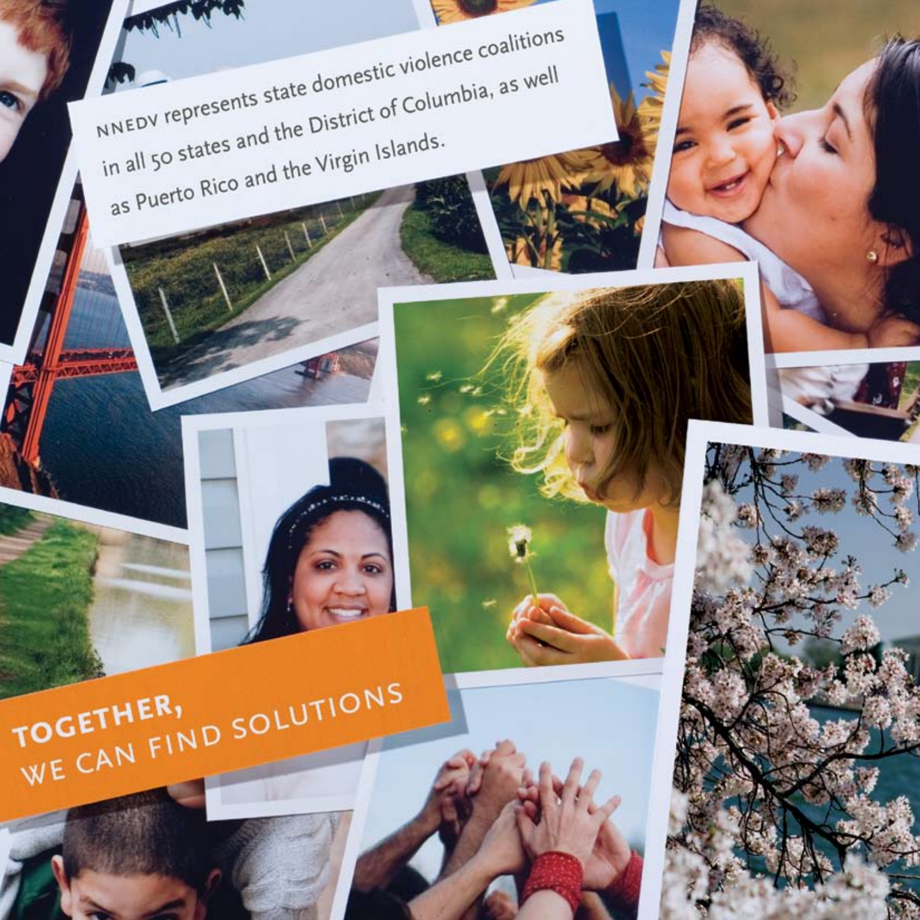NNEDV represents state domestic violence coalitions in all 50 states and the District of Columbia, as well as Puerto Rico and the Virgin Islands.

**TOGETHER,**
**WE CAN FIND SOLUTIONS**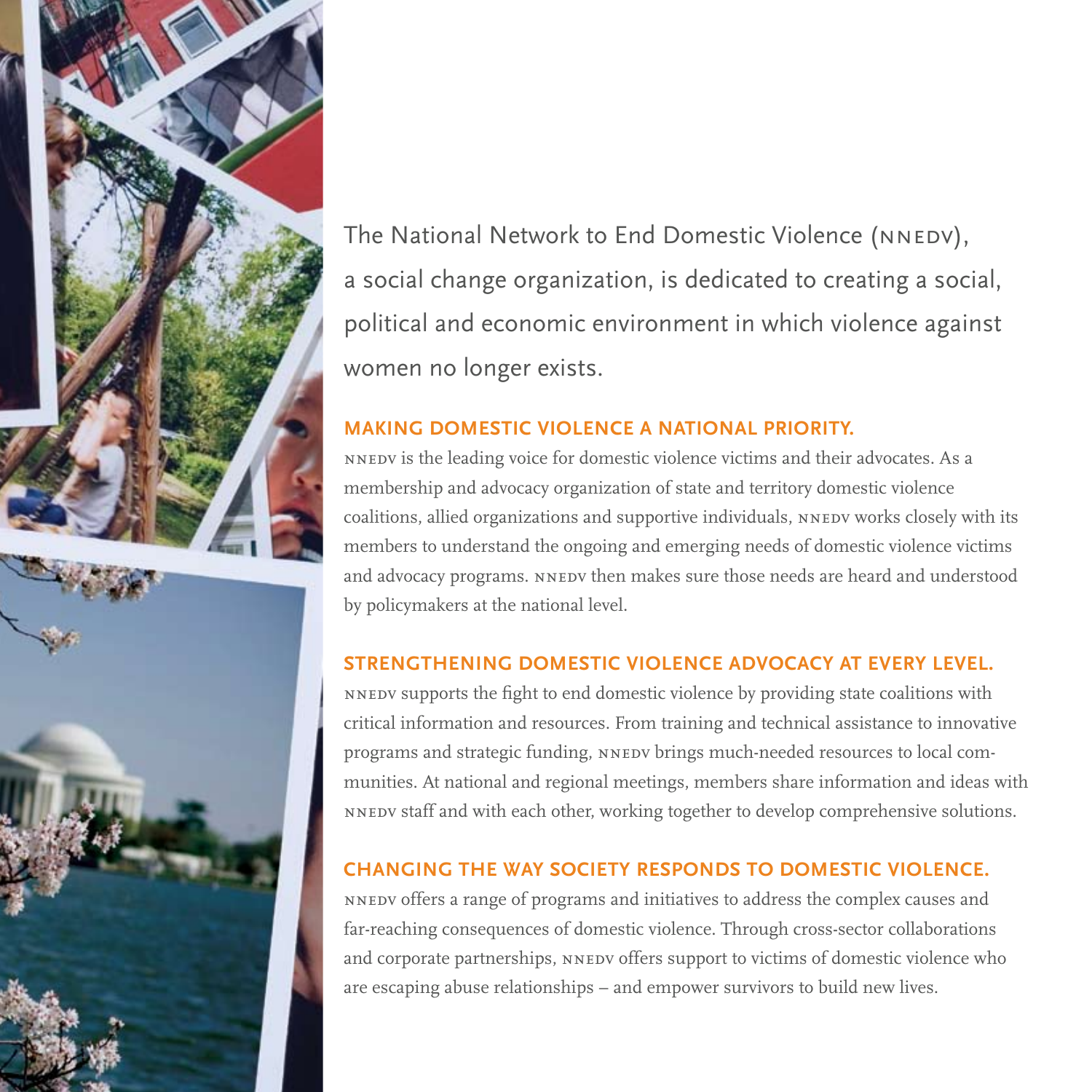The National Network to End Domestic Violence (NNEDV), a social change organization, is dedicated to creating a social, political and economic environment in which violence against women no longer exists.

## MAKING DOMESTIC VIOLENCE A NATIONAL PRIORITY.

NNEDV is the leading voice for domestic violence victims and their advocates. As a membership and advocacy organization of state and territory domestic violence coalitions, allied organizations and supportive individuals, NNEDV works closely with its members to understand the ongoing and emerging needs of domestic violence victims and advocacy programs. NNEDV then makes sure those needs are heard and understood by policymakers at the national level.

## STRENGTHENING DOMESTIC VIOLENCE ADVOCACY AT EVERY LEVEL.

NNEDV supports the fight to end domestic violence by providing state coalitions with critical information and resources. From training and technical assistance to innovative programs and strategic funding, NNEDV brings much-needed resources to local communities. At national and regional meetings, members share information and ideas with NNEDV staff and with each other, working together to develop comprehensive solutions.

## CHANGING THE WAY SOCIETY RESPONDS TO DOMESTIC VIOLENCE.

NNEDV offers a range of programs and initiatives to address the complex causes and far-reaching consequences of domestic violence. Through cross-sector collaborations and corporate partnerships, NNEDV offers support to victims of domestic violence who are escaping abuse relationships – and empower survivors to build new lives.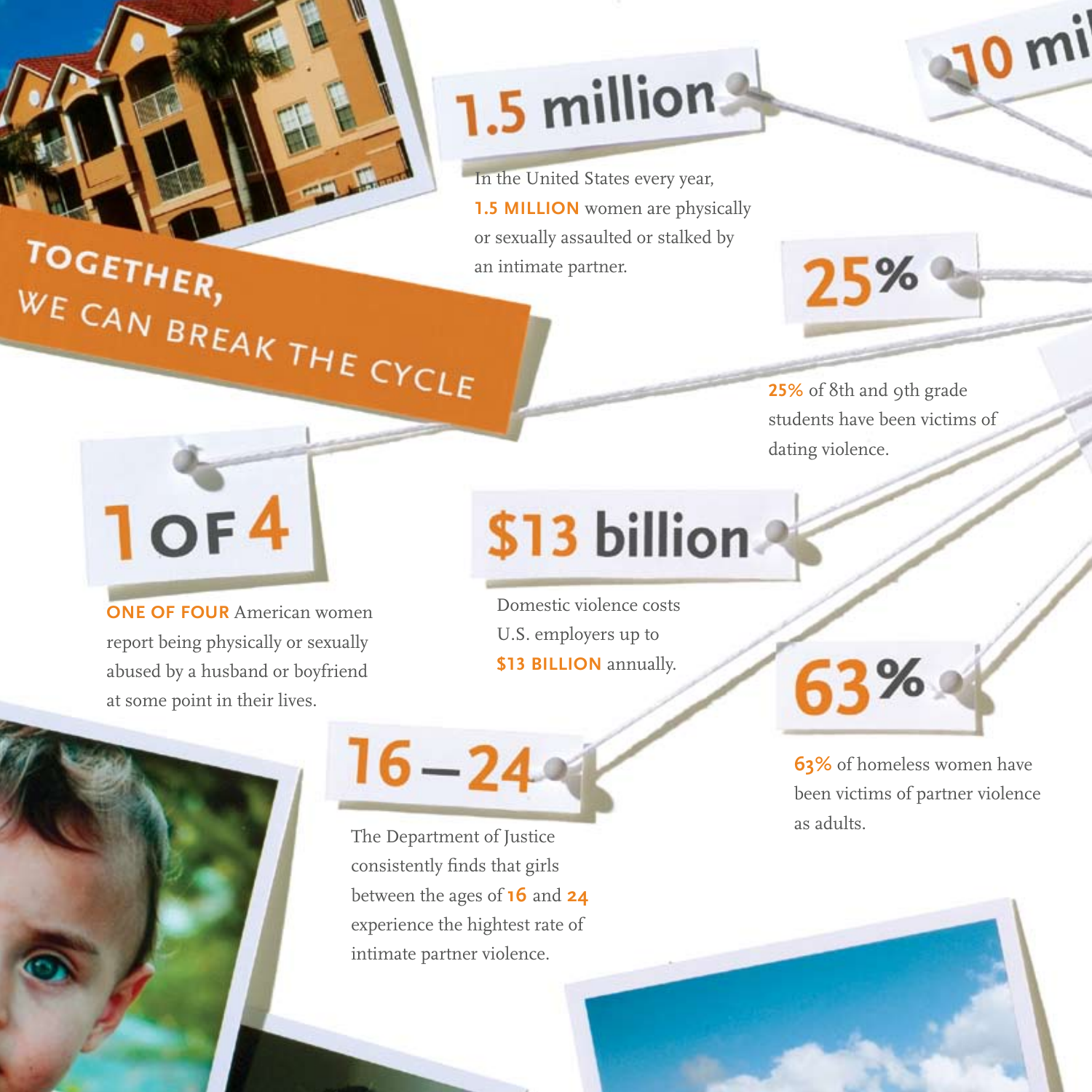## TOGETHER, WE CAN BREAK THE CYCLE

**1.5 million**

In the United States every year, **1.5 MILLION** women are physically or sexually assaulted or stalked by an intimate partner.

**10 mi**

**25%**

**25%** of 8th and 9th grade students have been victims of dating violence.

**1 OF 4**

**ONE OF FOUR** American women report being physically or sexually abused by a husband or boyfriend at some point in their lives.

**$13 billion**

Domestic violence costs U.S. employers up to **$13 BILLION** annually.

**63%**

**63%** of homeless women have been victims of partner violence as adults.

**16–24**

The Department of Justice consistently finds that girls between the ages of **16** and **24** experience the hightest rate of intimate partner violence.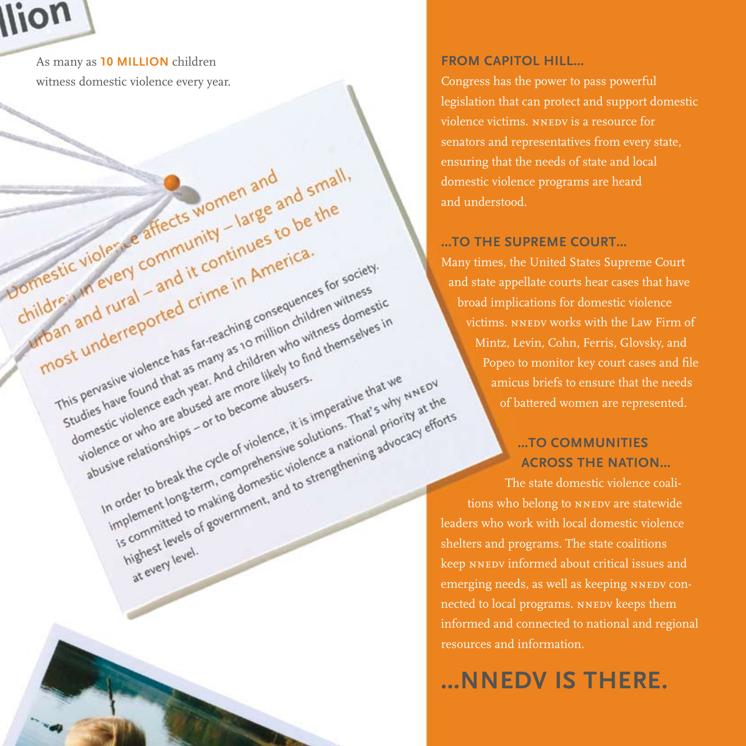As many as **10 MILLION** children witness domestic violence every year.

Domestic violence affects women and children in every community – large and small, urban and rural – and it continues to be the most underreported crime in America.

This pervasive violence has far-reaching consequences for society. Studies have found that as many as 10 million children witness domestic violence each year. And children who witness domestic violence or who are abused are more likely to find themselves in abusive relationships – or to become abusers.

In order to break the cycle of violence, it is imperative that we implement long-term, comprehensive solutions. That's why NNEDV is committed to making domestic violence a national priority at the highest levels of government, and to strengthening advocacy efforts at every level.

## FROM CAPITOL HILL...

Congress has the power to pass powerful legislation that can protect and support domestic violence victims. NNEDV is a resource for senators and representatives from every state, ensuring that the needs of state and local domestic violence programs are heard and understood.

## ...TO THE SUPREME COURT...

Many times, the United States Supreme Court and state appellate courts hear cases that have broad implications for domestic violence victims. NNEDV works with the Law Firm of Mintz, Levin, Cohn, Ferris, Glovsky, and Popeo to monitor key court cases and file amicus briefs to ensure that the needs of battered women are represented.

## ...TO COMMUNITIES ACROSS THE NATION...

The state domestic violence coalitions who belong to NNEDV are statewide leaders who work with local domestic violence shelters and programs. The state coalitions keep NNEDV informed about critical issues and emerging needs, as well as keeping NNEDV connected to local programs. NNEDV keeps them informed and connected to national and regional resources and information.

# ...NNEDV IS THERE.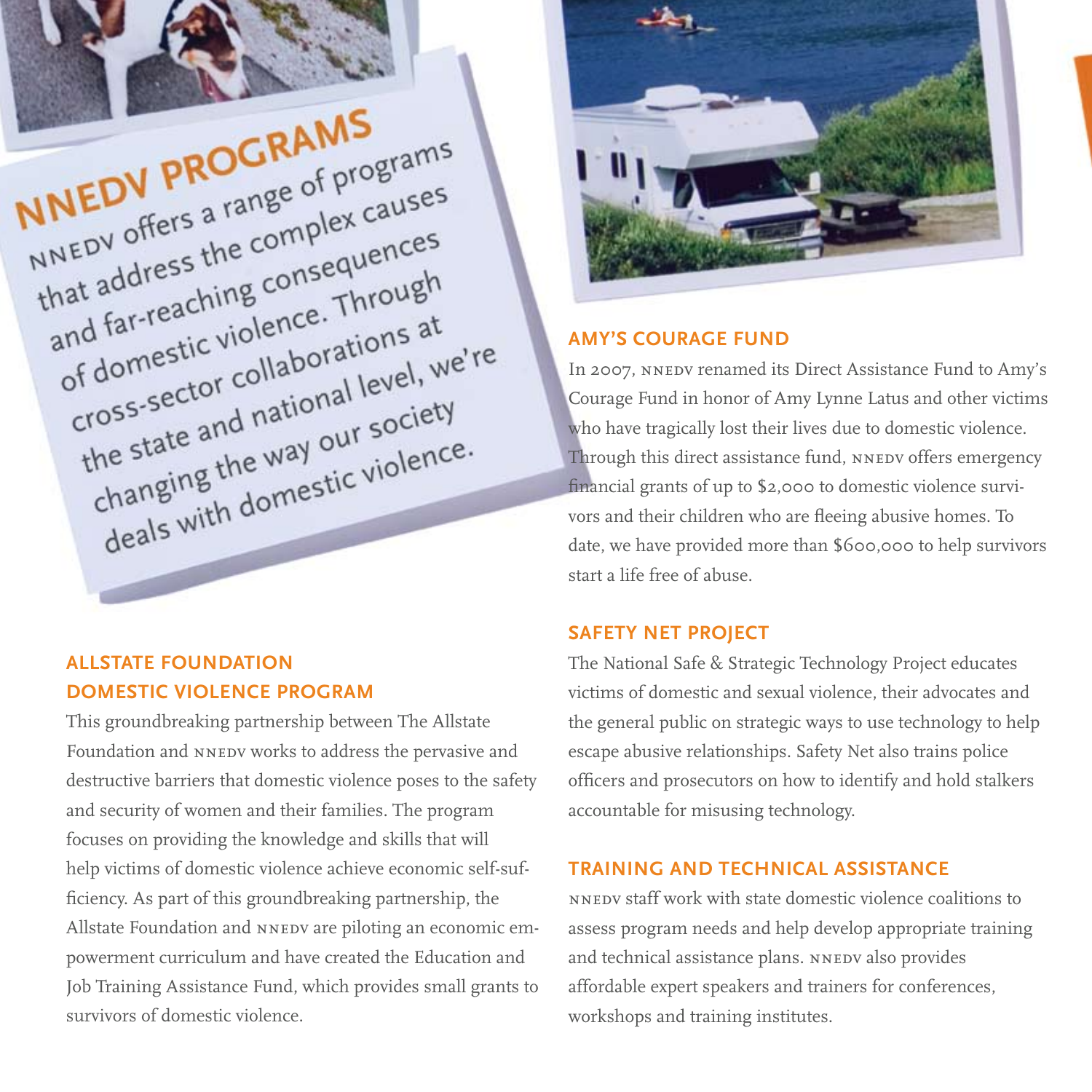# NNEDV PROGRAMS

NNEDV offers a range of programs that address the complex causes and far-reaching consequences of domestic violence. Through cross-sector collaborations at the state and national level, we're changing the way our society deals with domestic violence.

## ALLSTATE FOUNDATION DOMESTIC VIOLENCE PROGRAM

This groundbreaking partnership between The Allstate Foundation and NNEDV works to address the pervasive and destructive barriers that domestic violence poses to the safety and security of women and their families. The program focuses on providing the knowledge and skills that will help victims of domestic violence achieve economic self-sufficiency. As part of this groundbreaking partnership, the Allstate Foundation and NNEDV are piloting an economic empowerment curriculum and have created the Education and Job Training Assistance Fund, which provides small grants to survivors of domestic violence.

## AMY'S COURAGE FUND

In 2007, NNEDV renamed its Direct Assistance Fund to Amy's Courage Fund in honor of Amy Lynne Latus and other victims who have tragically lost their lives due to domestic violence. Through this direct assistance fund, NNEDV offers emergency financial grants of up to $2,000 to domestic violence survivors and their children who are fleeing abusive homes. To date, we have provided more than $600,000 to help survivors start a life free of abuse.

## SAFETY NET PROJECT

The National Safe & Strategic Technology Project educates victims of domestic and sexual violence, their advocates and the general public on strategic ways to use technology to help escape abusive relationships. Safety Net also trains police officers and prosecutors on how to identify and hold stalkers accountable for misusing technology.

## TRAINING AND TECHNICAL ASSISTANCE

NNEDV staff work with state domestic violence coalitions to assess program needs and help develop appropriate training and technical assistance plans. NNEDV also provides affordable expert speakers and trainers for conferences, workshops and training institutes.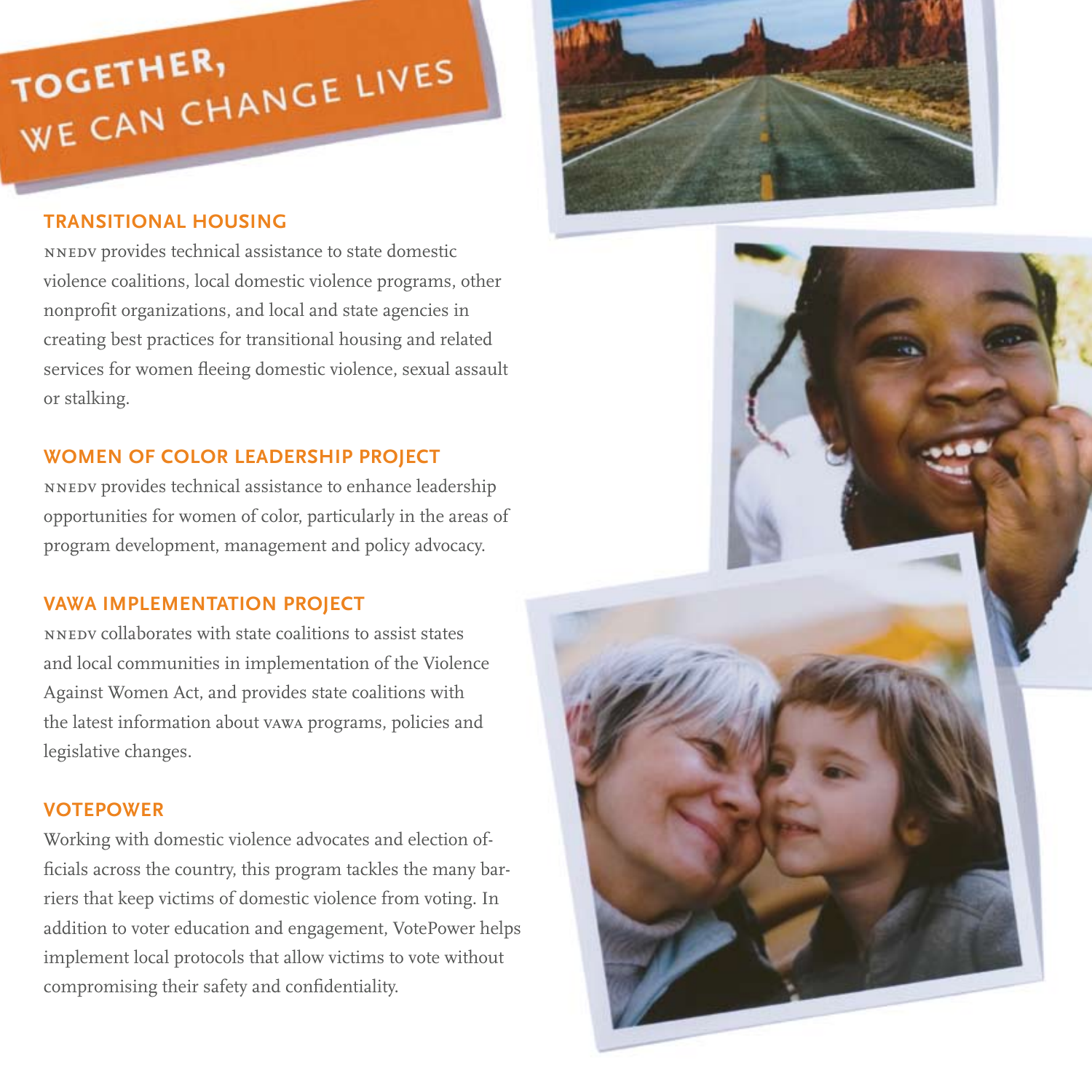# TOGETHER, WE CAN CHANGE LIVES

## TRANSITIONAL HOUSING

NNEDV provides technical assistance to state domestic violence coalitions, local domestic violence programs, other nonprofit organizations, and local and state agencies in creating best practices for transitional housing and related services for women fleeing domestic violence, sexual assault or stalking.

## WOMEN OF COLOR LEADERSHIP PROJECT

NNEDV provides technical assistance to enhance leadership opportunities for women of color, particularly in the areas of program development, management and policy advocacy.

## VAWA IMPLEMENTATION PROJECT

NNEDV collaborates with state coalitions to assist states and local communities in implementation of the Violence Against Women Act, and provides state coalitions with the latest information about VAWA programs, policies and legislative changes.

## VOTEPOWER

Working with domestic violence advocates and election officials across the country, this program tackles the many barriers that keep victims of domestic violence from voting. In addition to voter education and engagement, VotePower helps implement local protocols that allow victims to vote without compromising their safety and confidentiality.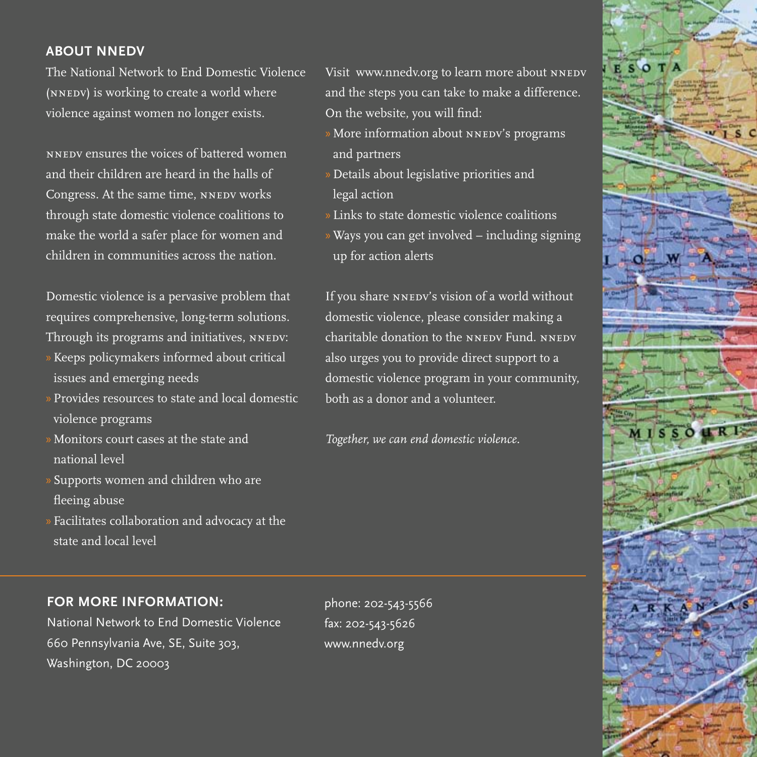## ABOUT NNEDV

The National Network to End Domestic Violence (NNEDV) is working to create a world where violence against women no longer exists.

NNEDV ensures the voices of battered women and their children are heard in the halls of Congress. At the same time, NNEDV works through state domestic violence coalitions to make the world a safer place for women and children in communities across the nation.

Domestic violence is a pervasive problem that requires comprehensive, long-term solutions. Through its programs and initiatives, NNEDV:

» Keeps policymakers informed about critical issues and emerging needs
» Provides resources to state and local domestic violence programs
» Monitors court cases at the state and national level
» Supports women and children who are fleeing abuse
» Facilitates collaboration and advocacy at the state and local level

Visit www.nnedv.org to learn more about NNEDV and the steps you can take to make a difference. On the website, you will find:

» More information about NNEDV's programs and partners
» Details about legislative priorities and legal action
» Links to state domestic violence coalitions
» Ways you can get involved – including signing up for action alerts

If you share NNEDV's vision of a world without domestic violence, please consider making a charitable donation to the NNEDV Fund. NNEDV also urges you to provide direct support to a domestic violence program in your community, both as a donor and a volunteer.

*Together, we can end domestic violence.*

## FOR MORE INFORMATION:

National Network to End Domestic Violence
660 Pennsylvania Ave, SE, Suite 303,
Washington, DC 20003

phone: 202-543-5566
fax: 202-543-5626
www.nnedv.org